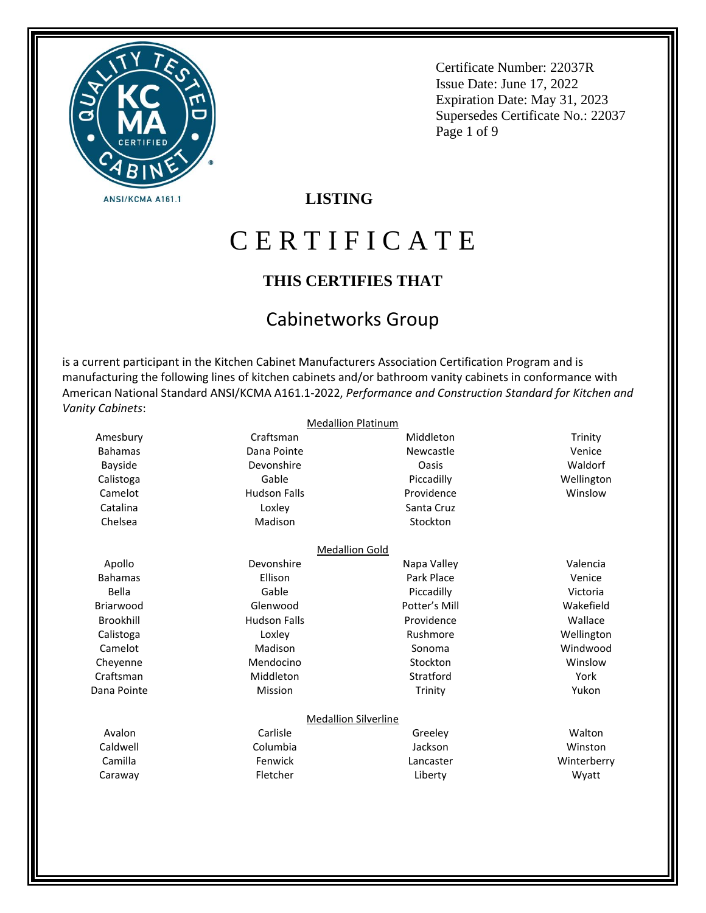KC MA CERTIFIED — QUALITY TESTED CABINET

ANSI/KCMA A161.1

Certificate Number: 22037R
Issue Date: June 17, 2022
Expiration Date: May 31, 2023
Supersedes Certificate No.: 22037

**LISTING**

# CERTIFICATE

## THIS CERTIFIES THAT

## Cabinetworks Group

is a current participant in the Kitchen Cabinet Manufacturers Association Certification Program and is manufacturing the following lines of kitchen cabinets and/or bathroom vanity cabinets in conformance with American National Standard ANSI/KCMA A161.1-2022, *Performance and Construction Standard for Kitchen and Vanity Cabinets*:

### Medallion Platinum

| | | | |
|---|---|---|---|
| Amesbury | Craftsman | Middleton | Trinity |
| Bahamas | Dana Pointe | Newcastle | Venice |
| Bayside | Devonshire | Oasis | Waldorf |
| Calistoga | Gable | Piccadilly | Wellington |
| Camelot | Hudson Falls | Providence | Winslow |
| Catalina | Loxley | Santa Cruz | |
| Chelsea | Madison | Stockton | |

### Medallion Gold

| | | | |
|---|---|---|---|
| Apollo | Devonshire | Napa Valley | Valencia |
| Bahamas | Ellison | Park Place | Venice |
| Bella | Gable | Piccadilly | Victoria |
| Briarwood | Glenwood | Potter's Mill | Wakefield |
| Brookhill | Hudson Falls | Providence | Wallace |
| Calistoga | Loxley | Rushmore | Wellington |
| Camelot | Madison | Sonoma | Windwood |
| Cheyenne | Mendocino | Stockton | Winslow |
| Craftsman | Middleton | Stratford | York |
| Dana Pointe | Mission | Trinity | Yukon |

### Medallion Silverline

| | | | |
|---|---|---|---|
| Avalon | Carlisle | Greeley | Walton |
| Caldwell | Columbia | Jackson | Winston |
| Camilla | Fenwick | Lancaster | Winterberry |
| Caraway | Fletcher | Liberty | Wyatt |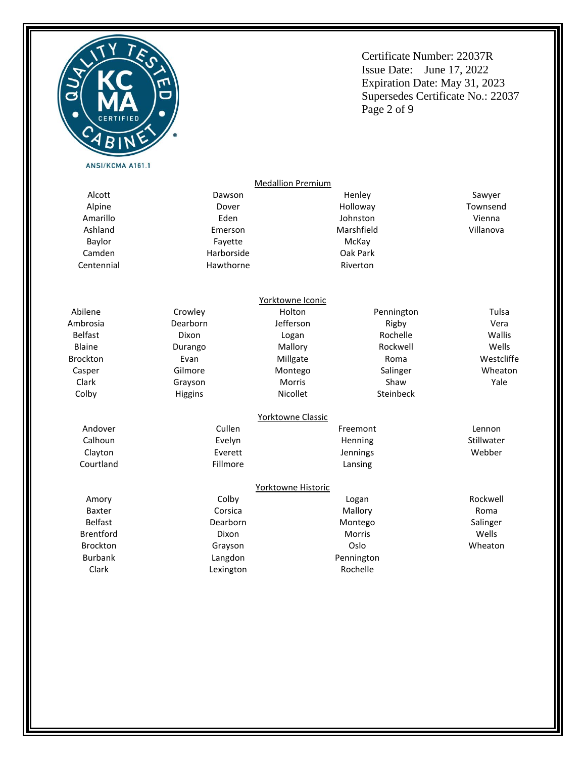Certificate Number: 22037R
Issue Date: June 17, 2022
Expiration Date: May 31, 2023
Supersedes Certificate No.: 22037

ANSI/KCMA A161.1

## Medallion Premium

| | | | |
|---|---|---|---|
| Alcott | Dawson | Henley | Sawyer |
| Alpine | Dover | Holloway | Townsend |
| Amarillo | Eden | Johnston | Vienna |
| Ashland | Emerson | Marshfield | Villanova |
| Baylor | Fayette | McKay | |
| Camden | Harborside | Oak Park | |
| Centennial | Hawthorne | Riverton | |

## Yorktowne Iconic

| | | | | |
|---|---|---|---|---|
| Abilene | Crowley | Holton | Pennington | Tulsa |
| Ambrosia | Dearborn | Jefferson | Rigby | Vera |
| Belfast | Dixon | Logan | Rochelle | Wallis |
| Blaine | Durango | Mallory | Rockwell | Wells |
| Brockton | Evan | Millgate | Roma | Westcliffe |
| Casper | Gilmore | Montego | Salinger | Wheaton |
| Clark | Grayson | Morris | Shaw | Yale |
| Colby | Higgins | Nicollet | Steinbeck | |

## Yorktowne Classic

| | | | |
|---|---|---|---|
| Andover | Cullen | Freemont | Lennon |
| Calhoun | Evelyn | Henning | Stillwater |
| Clayton | Everett | Jennings | Webber |
| Courtland | Fillmore | Lansing | |

## Yorktowne Historic

| | | | |
|---|---|---|---|
| Amory | Colby | Logan | Rockwell |
| Baxter | Corsica | Mallory | Roma |
| Belfast | Dearborn | Montego | Salinger |
| Brentford | Dixon | Morris | Wells |
| Brockton | Grayson | Oslo | Wheaton |
| Burbank | Langdon | Pennington | |
| Clark | Lexington | Rochelle | |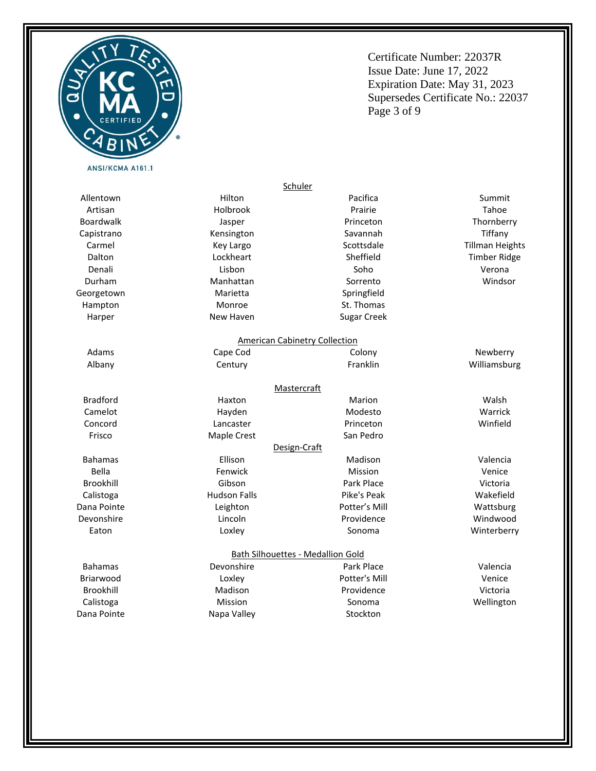ANSI/KCMA A161.1

Certificate Number: 22037R
Issue Date: June 17, 2022
Expiration Date: May 31, 2023
Supersedes Certificate No.: 22037

## Schuler

| | | | |
|---|---|---|---|
| Allentown | Hilton | Pacifica | Summit |
| Artisan | Holbrook | Prairie | Tahoe |
| Boardwalk | Jasper | Princeton | Thornberry |
| Capistrano | Kensington | Savannah | Tiffany |
| Carmel | Key Largo | Scottsdale | Tillman Heights |
| Dalton | Lockheart | Sheffield | Timber Ridge |
| Denali | Lisbon | Soho | Verona |
| Durham | Manhattan | Sorrento | Windsor |
| Georgetown | Marietta | Springfield | |
| Hampton | Monroe | St. Thomas | |
| Harper | New Haven | Sugar Creek | |

## American Cabinetry Collection

| | | | |
|---|---|---|---|
| Adams | Cape Cod | Colony | Newberry |
| Albany | Century | Franklin | Williamsburg |

## Mastercraft

| | | | |
|---|---|---|---|
| Bradford | Haxton | Marion | Walsh |
| Camelot | Hayden | Modesto | Warrick |
| Concord | Lancaster | Princeton | Winfield |
| Frisco | Maple Crest | San Pedro | |

## Design-Craft

| | | | |
|---|---|---|---|
| Bahamas | Ellison | Madison | Valencia |
| Bella | Fenwick | Mission | Venice |
| Brookhill | Gibson | Park Place | Victoria |
| Calistoga | Hudson Falls | Pike's Peak | Wakefield |
| Dana Pointe | Leighton | Potter's Mill | Wattsburg |
| Devonshire | Lincoln | Providence | Windwood |
| Eaton | Loxley | Sonoma | Winterberry |

## Bath Silhouettes - Medallion Gold

| | | | |
|---|---|---|---|
| Bahamas | Devonshire | Park Place | Valencia |
| Briarwood | Loxley | Potter's Mill | Venice |
| Brookhill | Madison | Providence | Victoria |
| Calistoga | Mission | Sonoma | Wellington |
| Dana Pointe | Napa Valley | Stockton | |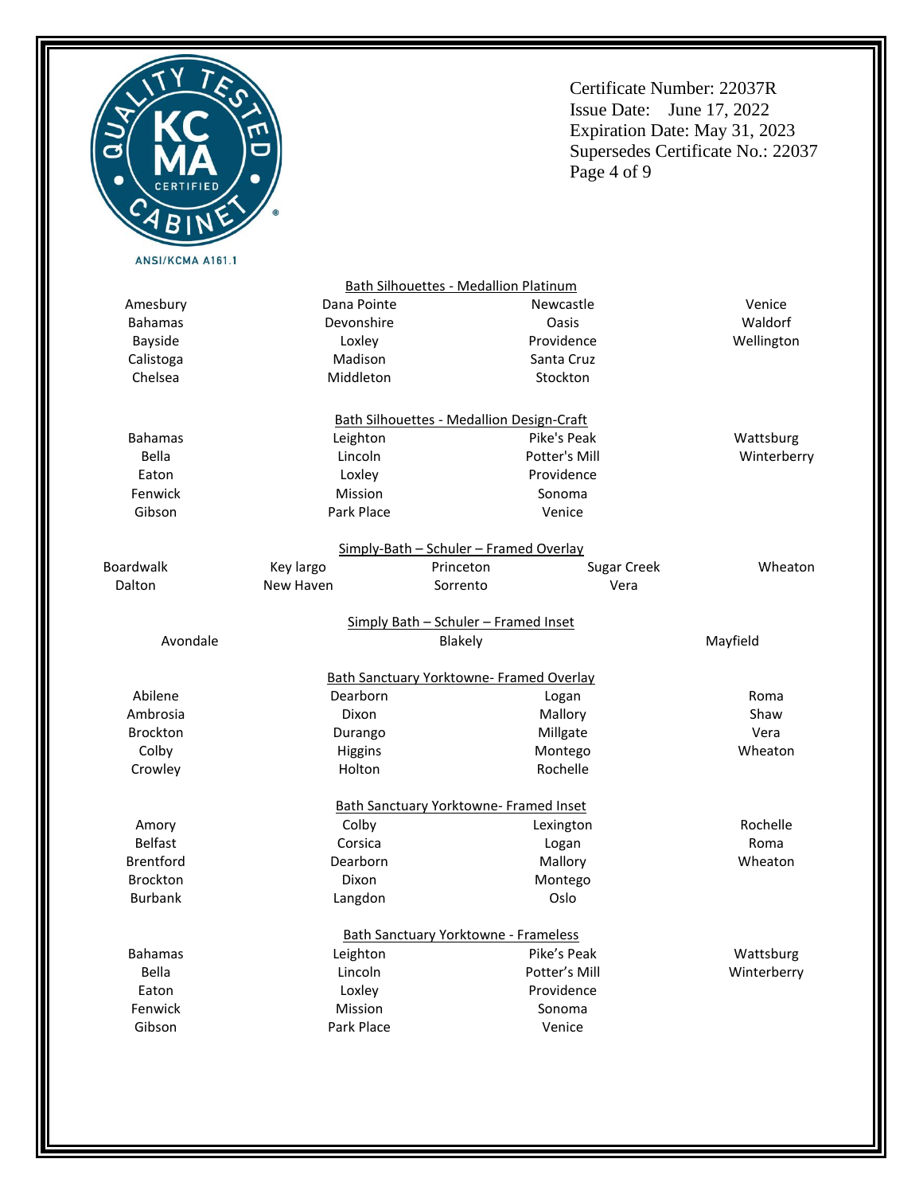Certificate Number: 22037R
Issue Date: June 17, 2022
Expiration Date: May 31, 2023
Supersedes Certificate No.: 22037

ANSI/KCMA A161.1

### Bath Silhouettes - Medallion Platinum

| | | | |
|---|---|---|---|
| Amesbury | Dana Pointe | Newcastle | Venice |
| Bahamas | Devonshire | Oasis | Waldorf |
| Bayside | Loxley | Providence | Wellington |
| Calistoga | Madison | Santa Cruz | |
| Chelsea | Middleton | Stockton | |

### Bath Silhouettes - Medallion Design-Craft

| | | | |
|---|---|---|---|
| Bahamas | Leighton | Pike's Peak | Wattsburg |
| Bella | Lincoln | Potter's Mill | Winterberry |
| Eaton | Loxley | Providence | |
| Fenwick | Mission | Sonoma | |
| Gibson | Park Place | Venice | |

### Simply-Bath – Schuler – Framed Overlay

| | | | | |
|---|---|---|---|---|
| Boardwalk | Key largo | Princeton | Sugar Creek | Wheaton |
| Dalton | New Haven | Sorrento | Vera | |

### Simply Bath – Schuler – Framed Inset

| | | |
|---|---|---|
| Avondale | Blakely | Mayfield |

### Bath Sanctuary Yorktowne- Framed Overlay

| | | | |
|---|---|---|---|
| Abilene | Dearborn | Logan | Roma |
| Ambrosia | Dixon | Mallory | Shaw |
| Brockton | Durango | Millgate | Vera |
| Colby | Higgins | Montego | Wheaton |
| Crowley | Holton | Rochelle | |

### Bath Sanctuary Yorktowne- Framed Inset

| | | | |
|---|---|---|---|
| Amory | Colby | Lexington | Rochelle |
| Belfast | Corsica | Logan | Roma |
| Brentford | Dearborn | Mallory | Wheaton |
| Brockton | Dixon | Montego | |
| Burbank | Langdon | Oslo | |

### Bath Sanctuary Yorktowne - Frameless

| | | | |
|---|---|---|---|
| Bahamas | Leighton | Pike's Peak | Wattsburg |
| Bella | Lincoln | Potter's Mill | Winterberry |
| Eaton | Loxley | Providence | |
| Fenwick | Mission | Sonoma | |
| Gibson | Park Place | Venice | |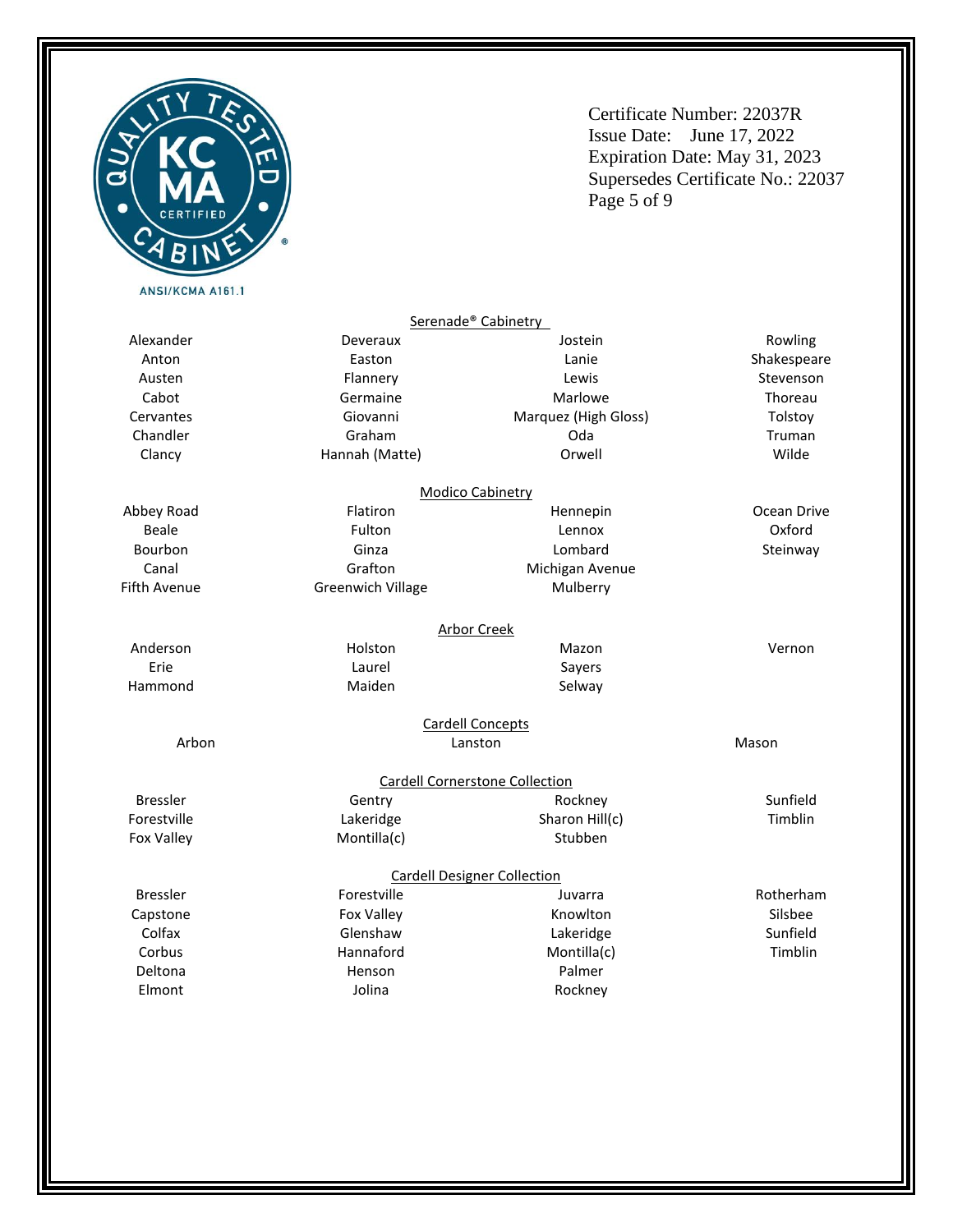Certificate Number: 22037R
Issue Date: June 17, 2022
Expiration Date: May 31, 2023
Supersedes Certificate No.: 22037

ANSI/KCMA A161.1

## Serenade® Cabinetry

| | | | |
|---|---|---|---|
| Alexander | Deveraux | Jostein | Rowling |
| Anton | Easton | Lanie | Shakespeare |
| Austen | Flannery | Lewis | Stevenson |
| Cabot | Germaine | Marlowe | Thoreau |
| Cervantes | Giovanni | Marquez (High Gloss) | Tolstoy |
| Chandler | Graham | Oda | Truman |
| Clancy | Hannah (Matte) | Orwell | Wilde |

## Modico Cabinetry

| | | | |
|---|---|---|---|
| Abbey Road | Flatiron | Hennepin | Ocean Drive |
| Beale | Fulton | Lennox | Oxford |
| Bourbon | Ginza | Lombard | Steinway |
| Canal | Grafton | Michigan Avenue | |
| Fifth Avenue | Greenwich Village | Mulberry | |

## Arbor Creek

| | | | |
|---|---|---|---|
| Anderson | Holston | Mazon | Vernon |
| Erie | Laurel | Sayers | |
| Hammond | Maiden | Selway | |

## Cardell Concepts

| | | |
|---|---|---|
| Arbon | Lanston | Mason |

## Cardell Cornerstone Collection

| | | | |
|---|---|---|---|
| Bressler | Gentry | Rockney | Sunfield |
| Forestville | Lakeridge | Sharon Hill(c) | Timblin |
| Fox Valley | Montilla(c) | Stubben | |

## Cardell Designer Collection

| | | | |
|---|---|---|---|
| Bressler | Forestville | Juvarra | Rotherham |
| Capstone | Fox Valley | Knowlton | Silsbee |
| Colfax | Glenshaw | Lakeridge | Sunfield |
| Corbus | Hannaford | Montilla(c) | Timblin |
| Deltona | Henson | Palmer | |
| Elmont | Jolina | Rockney | |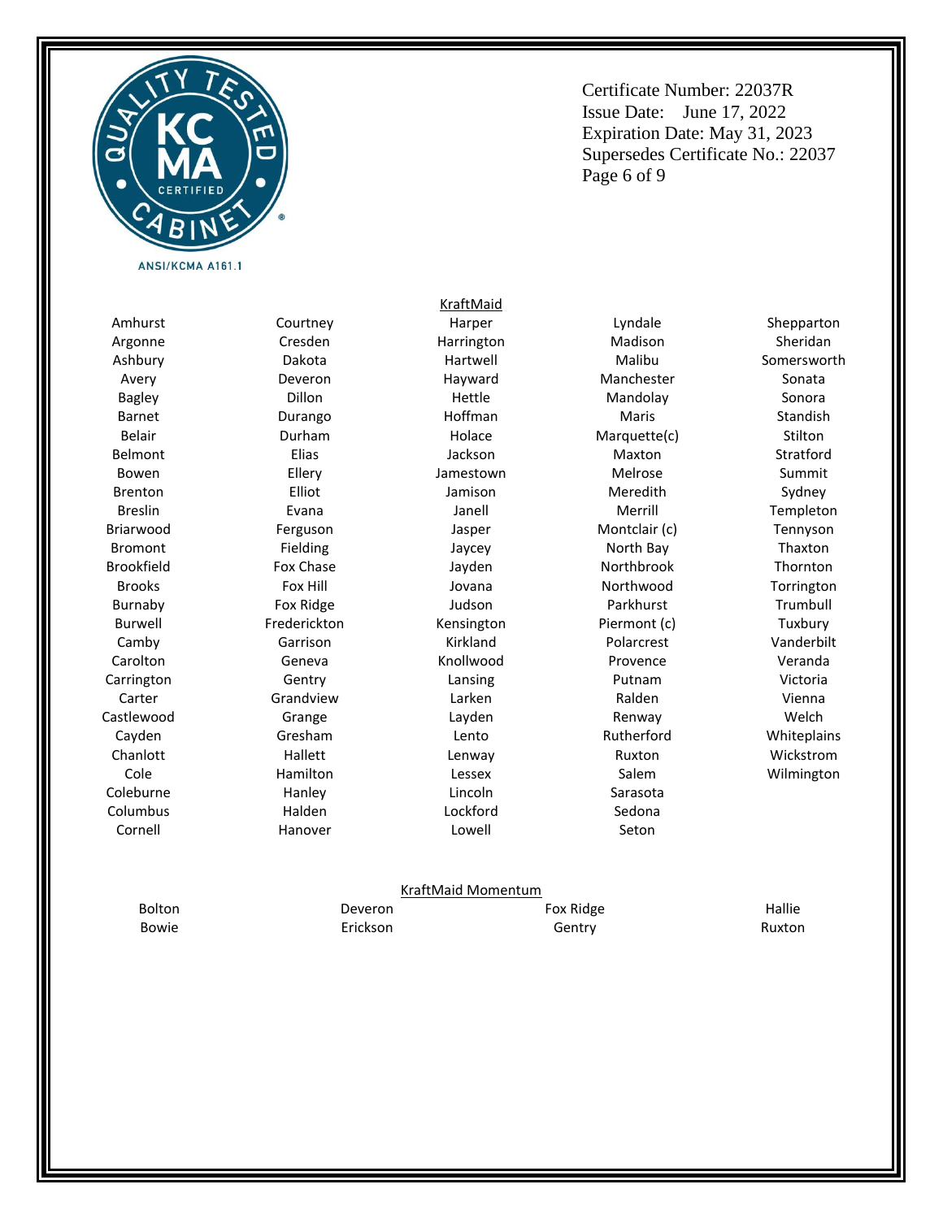ANSI/KCMA A161.1

Certificate Number: 22037R
Issue Date: June 17, 2022
Expiration Date: May 31, 2023
Supersedes Certificate No.: 22037

## KraftMaid

| | | | | |
|---|---|---|---|---|
| Amhurst | Courtney | Harper | Lyndale | Shepparton |
| Argonne | Cresden | Harrington | Madison | Sheridan |
| Ashbury | Dakota | Hartwell | Malibu | Somersworth |
| Avery | Deveron | Hayward | Manchester | Sonata |
| Bagley | Dillon | Hettle | Mandolay | Sonora |
| Barnet | Durango | Hoffman | Maris | Standish |
| Belair | Durham | Holace | Marquette(c) | Stilton |
| Belmont | Elias | Jackson | Maxton | Stratford |
| Bowen | Ellery | Jamestown | Melrose | Summit |
| Brenton | Elliot | Jamison | Meredith | Sydney |
| Breslin | Evana | Janell | Merrill | Templeton |
| Briarwood | Ferguson | Jasper | Montclair (c) | Tennyson |
| Bromont | Fielding | Jaycey | North Bay | Thaxton |
| Brookfield | Fox Chase | Jayden | Northbrook | Thornton |
| Brooks | Fox Hill | Jovana | Northwood | Torrington |
| Burnaby | Fox Ridge | Judson | Parkhurst | Trumbull |
| Burwell | Frederickton | Kensington | Piermont (c) | Tuxbury |
| Camby | Garrison | Kirkland | Polarcrest | Vanderbilt |
| Carolton | Geneva | Knollwood | Provence | Veranda |
| Carrington | Gentry | Lansing | Putnam | Victoria |
| Carter | Grandview | Larken | Ralden | Vienna |
| Castlewood | Grange | Layden | Renway | Welch |
| Cayden | Gresham | Lento | Rutherford | Whiteplains |
| Chanlott | Hallett | Lenway | Ruxton | Wickstrom |
| Cole | Hamilton | Lessex | Salem | Wilmington |
| Coleburne | Hanley | Lincoln | Sarasota | |
| Columbus | Halden | Lockford | Sedona | |
| Cornell | Hanover | Lowell | Seton | |

## KraftMaid Momentum

| | | | |
|---|---|---|---|
| Bolton | Deveron | Fox Ridge | Hallie |
| Bowie | Erickson | Gentry | Ruxton |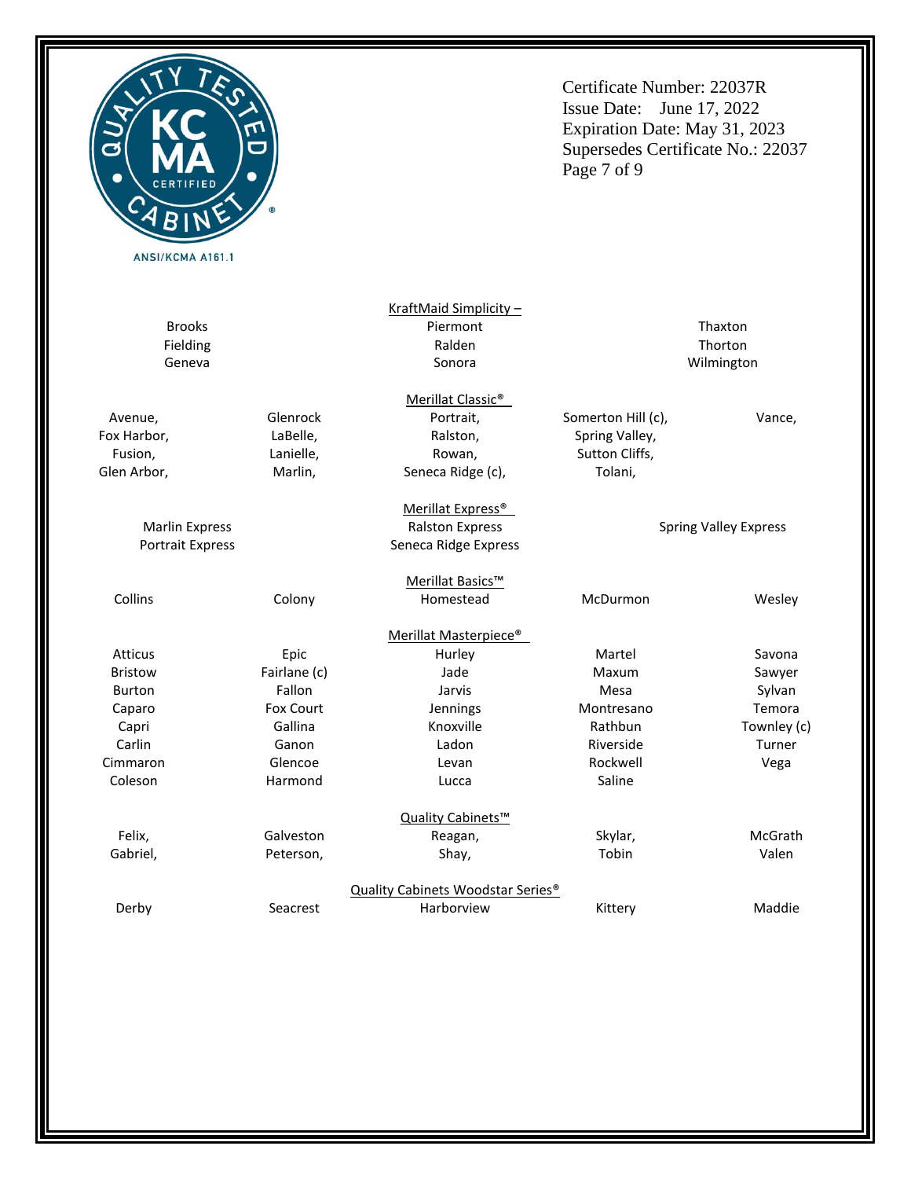Certificate Number: 22037R
Issue Date: June 17, 2022
Expiration Date: May 31, 2023
Supersedes Certificate No.: 22037

KraftMaid Simplicity –

Brooks
Fielding
Geneva
Piermont
Ralden
Sonora
Thaxton
Thorton
Wilmington

Merillat Classic®

Avenue,
Fox Harbor,
Fusion,
Glen Arbor,
Glenrock
LaBelle,
Lanielle,
Marlin,
Portrait,
Ralston,
Rowan,
Seneca Ridge (c),
Somerton Hill (c),
Spring Valley,
Sutton Cliffs,
Tolani,
Vance,

Merillat Express®

Marlin Express
Portrait Express
Ralston Express
Seneca Ridge Express
Spring Valley Express

Merillat Basics™

Collins
Colony
Homestead
McDurmon
Wesley

Merillat Masterpiece®

Atticus
Bristow
Burton
Caparo
Capri
Carlin
Cimmaron
Coleson
Epic
Fairlane (c)
Fallon
Fox Court
Gallina
Ganon
Glencoe
Harmond
Hurley
Jade
Jarvis
Jennings
Knoxville
Ladon
Levan
Lucca
Martel
Maxum
Mesa
Montresano
Rathbun
Riverside
Rockwell
Saline
Savona
Sawyer
Sylvan
Temora
Townley (c)
Turner
Vega

Quality Cabinets™

Felix,
Gabriel,
Galveston
Peterson,
Reagan,
Shay,
Skylar,
Tobin
McGrath
Valen

Quality Cabinets Woodstar Series®

Derby
Seacrest
Harborview
Kittery
Maddie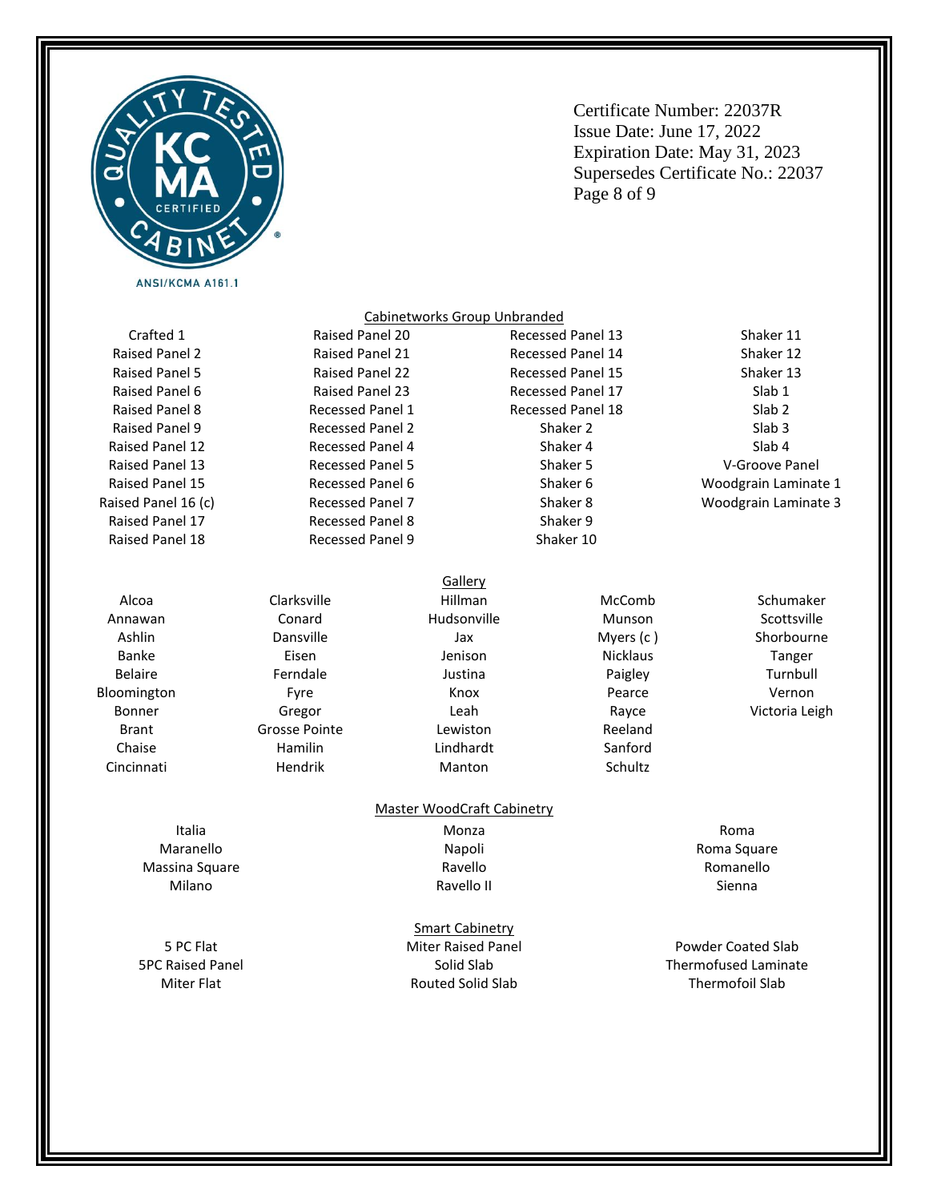ANSI/KCMA A161.1

Certificate Number: 22037R
Issue Date: June 17, 2022
Expiration Date: May 31, 2023
Supersedes Certificate No.: 22037

## Cabinetworks Group Unbranded

| | | | |
|---|---|---|---|
| Crafted 1 | Raised Panel 20 | Recessed Panel 13 | Shaker 11 |
| Raised Panel 2 | Raised Panel 21 | Recessed Panel 14 | Shaker 12 |
| Raised Panel 5 | Raised Panel 22 | Recessed Panel 15 | Shaker 13 |
| Raised Panel 6 | Raised Panel 23 | Recessed Panel 17 | Slab 1 |
| Raised Panel 8 | Recessed Panel 1 | Recessed Panel 18 | Slab 2 |
| Raised Panel 9 | Recessed Panel 2 | Shaker 2 | Slab 3 |
| Raised Panel 12 | Recessed Panel 4 | Shaker 4 | Slab 4 |
| Raised Panel 13 | Recessed Panel 5 | Shaker 5 | V-Groove Panel |
| Raised Panel 15 | Recessed Panel 6 | Shaker 6 | Woodgrain Laminate 1 |
| Raised Panel 16 (c) | Recessed Panel 7 | Shaker 8 | Woodgrain Laminate 3 |
| Raised Panel 17 | Recessed Panel 8 | Shaker 9 | |
| Raised Panel 18 | Recessed Panel 9 | Shaker 10 | |

## Gallery

| | | | | |
|---|---|---|---|---|
| Alcoa | Clarksville | Hillman | McComb | Schumaker |
| Annawan | Conard | Hudsonville | Munson | Scottsville |
| Ashlin | Dansville | Jax | Myers (c ) | Shorbourne |
| Banke | Eisen | Jenison | Nicklaus | Tanger |
| Belaire | Ferndale | Justina | Paigley | Turnbull |
| Bloomington | Fyre | Knox | Pearce | Vernon |
| Bonner | Gregor | Leah | Rayce | Victoria Leigh |
| Brant | Grosse Pointe | Lewiston | Reeland | |
| Chaise | Hamilin | Lindhardt | Sanford | |
| Cincinnati | Hendrik | Manton | Schultz | |

## Master WoodCraft Cabinetry

| | | |
|---|---|---|
| Italia | Monza | Roma |
| Maranello | Napoli | Roma Square |
| Massina Square | Ravello | Romanello |
| Milano | Ravello II | Sienna |

## Smart Cabinetry

| | | |
|---|---|---|
| 5 PC Flat | Miter Raised Panel | Powder Coated Slab |
| 5PC Raised Panel | Solid Slab | Thermofused Laminate |
| Miter Flat | Routed Solid Slab | Thermofoil Slab |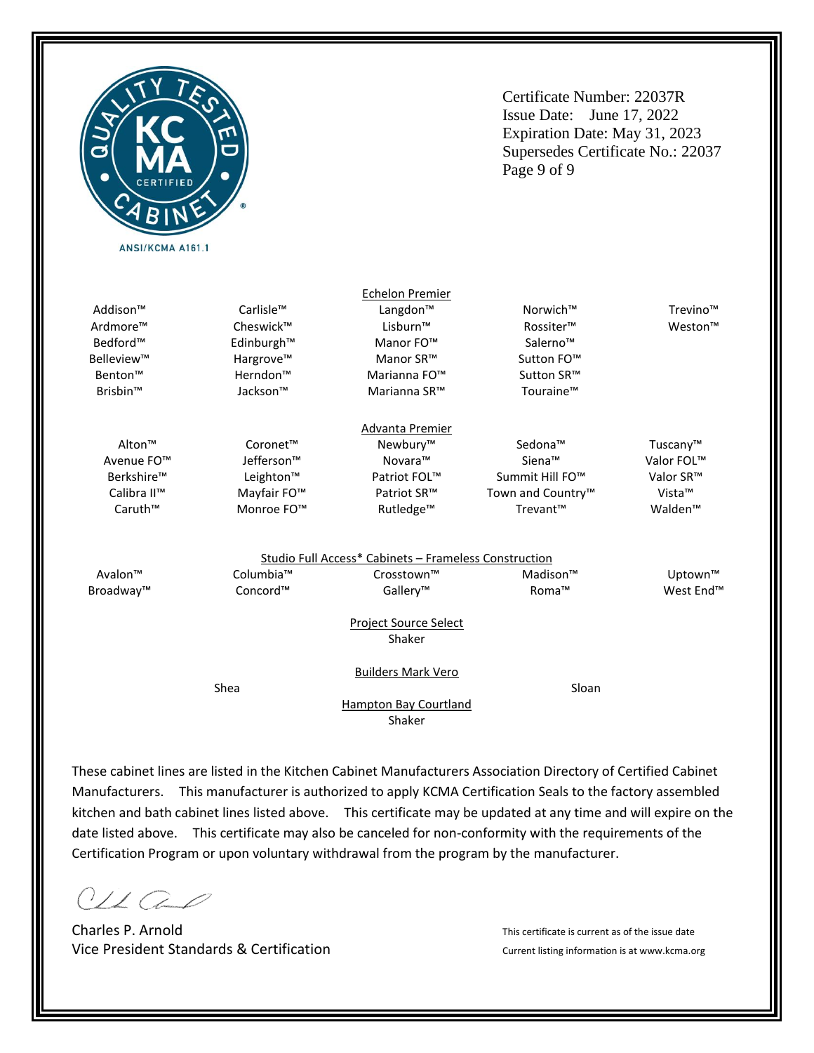Certificate Number: 22037R
Issue Date: June 17, 2022
Expiration Date: May 31, 2023
Supersedes Certificate No.: 22037

### Echelon Premier

| | | | | |
|---|---|---|---|---|
| Addison™ | Carlisle™ | Langdon™ | Norwich™ | Trevino™ |
| Ardmore™ | Cheswick™ | Lisburn™ | Rossiter™ | Weston™ |
| Bedford™ | Edinburgh™ | Manor FO™ | Salerno™ | |
| Belleview™ | Hargrove™ | Manor SR™ | Sutton FO™ | |
| Benton™ | Herndon™ | Marianna FO™ | Sutton SR™ | |
| Brisbin™ | Jackson™ | Marianna SR™ | Touraine™ | |

### Advanta Premier

| | | | | |
|---|---|---|---|---|
| Alton™ | Coronet™ | Newbury™ | Sedona™ | Tuscany™ |
| Avenue FO™ | Jefferson™ | Novara™ | Siena™ | Valor FOL™ |
| Berkshire™ | Leighton™ | Patriot FOL™ | Summit Hill FO™ | Valor SR™ |
| Calibra II™ | Mayfair FO™ | Patriot SR™ | Town and Country™ | Vista™ |
| Caruth™ | Monroe FO™ | Rutledge™ | Trevant™ | Walden™ |

### Studio Full Access* Cabinets – Frameless Construction

| | | | | |
|---|---|---|---|---|
| Avalon™ | Columbia™ | Crosstown™ | Madison™ | Uptown™ |
| Broadway™ | Concord™ | Gallery™ | Roma™ | West End™ |

### Project Source Select

Shaker

### Builders Mark Vero

Shea

Sloan

### Hampton Bay Courtland

Shaker

These cabinet lines are listed in the Kitchen Cabinet Manufacturers Association Directory of Certified Cabinet Manufacturers. This manufacturer is authorized to apply KCMA Certification Seals to the factory assembled kitchen and bath cabinet lines listed above. This certificate may be updated at any time and will expire on the date listed above. This certificate may also be canceled for non-conformity with the requirements of the Certification Program or upon voluntary withdrawal from the program by the manufacturer.

Charles P. Arnold
Vice President Standards & Certification

This certificate is current as of the issue date
Current listing information is at www.kcma.org